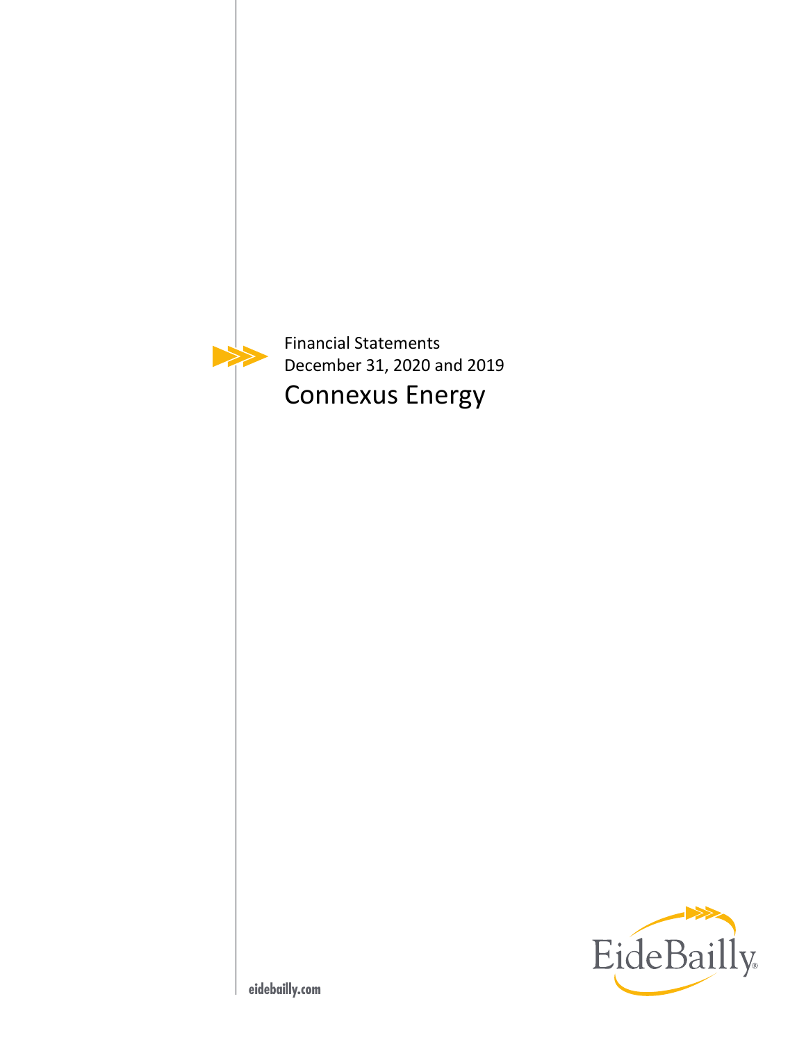Financial Statements
December 31, 2020 and 2019

# Connexus Energy

EideBailly

eidebailly.com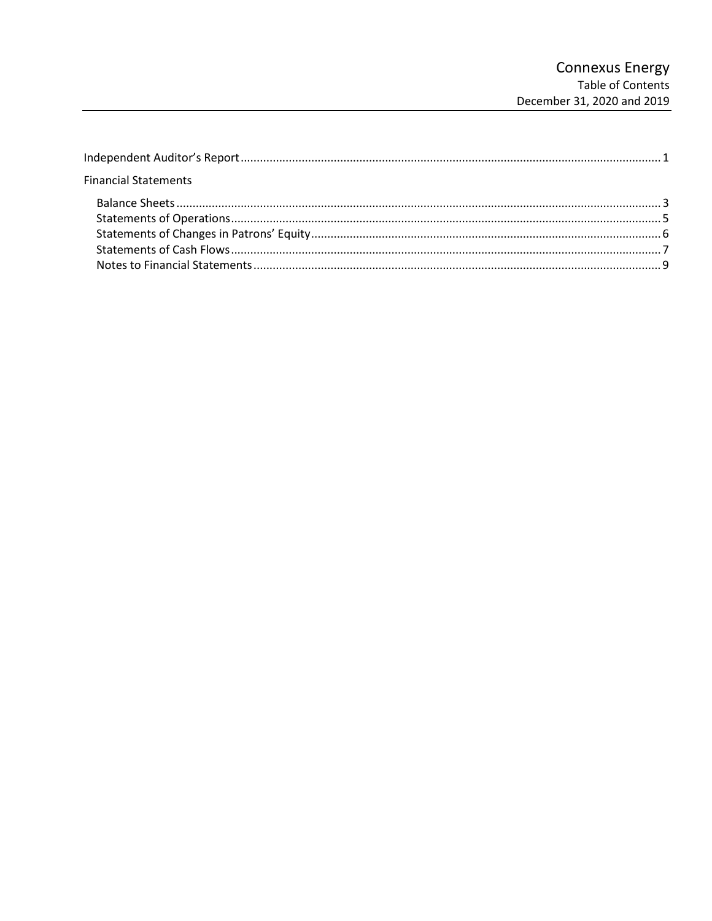# Connexus Energy

Table of Contents

December 31, 2020 and 2019

| | |
|---|---|
| Independent Auditor's Report | 1 |
| Financial Statements | |
| Balance Sheets | 3 |
| Statements of Operations | 5 |
| Statements of Changes in Patrons' Equity | 6 |
| Statements of Cash Flows | 7 |
| Notes to Financial Statements | 9 |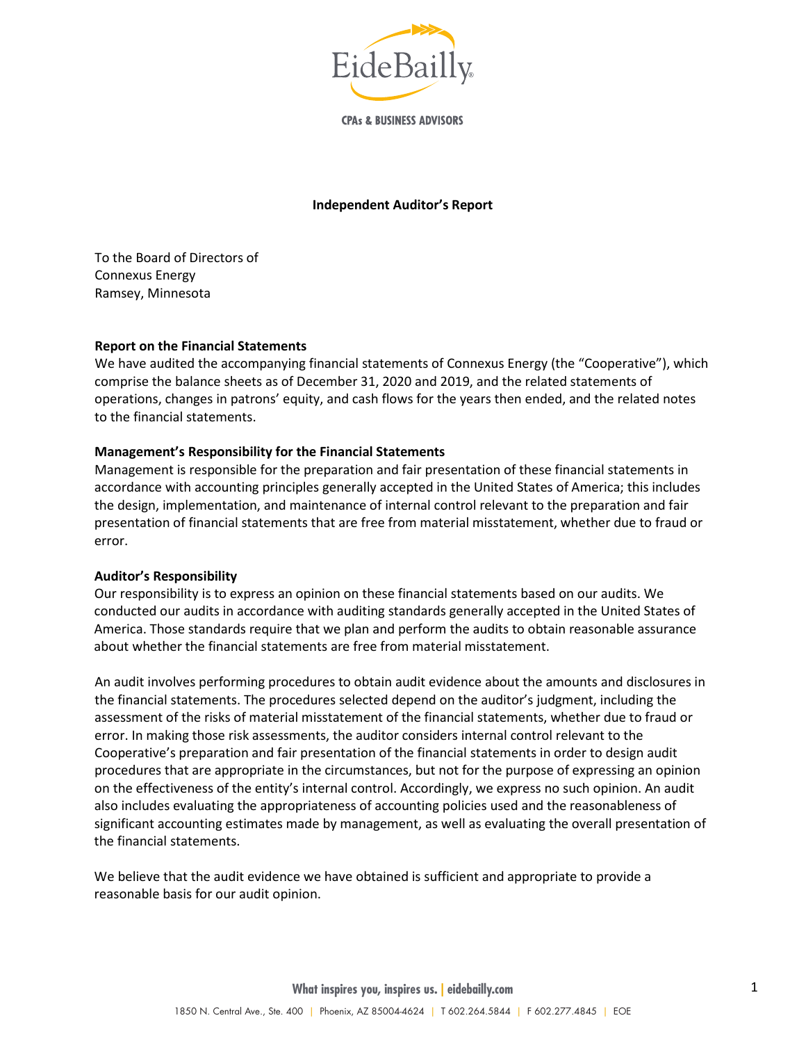EideBailly

CPAs & BUSINESS ADVISORS

**Independent Auditor's Report**

To the Board of Directors of
Connexus Energy
Ramsey, Minnesota

**Report on the Financial Statements**

We have audited the accompanying financial statements of Connexus Energy (the "Cooperative"), which comprise the balance sheets as of December 31, 2020 and 2019, and the related statements of operations, changes in patrons' equity, and cash flows for the years then ended, and the related notes to the financial statements.

**Management's Responsibility for the Financial Statements**

Management is responsible for the preparation and fair presentation of these financial statements in accordance with accounting principles generally accepted in the United States of America; this includes the design, implementation, and maintenance of internal control relevant to the preparation and fair presentation of financial statements that are free from material misstatement, whether due to fraud or error.

**Auditor's Responsibility**

Our responsibility is to express an opinion on these financial statements based on our audits. We conducted our audits in accordance with auditing standards generally accepted in the United States of America. Those standards require that we plan and perform the audits to obtain reasonable assurance about whether the financial statements are free from material misstatement.

An audit involves performing procedures to obtain audit evidence about the amounts and disclosures in the financial statements. The procedures selected depend on the auditor's judgment, including the assessment of the risks of material misstatement of the financial statements, whether due to fraud or error. In making those risk assessments, the auditor considers internal control relevant to the Cooperative's preparation and fair presentation of the financial statements in order to design audit procedures that are appropriate in the circumstances, but not for the purpose of expressing an opinion on the effectiveness of the entity's internal control. Accordingly, we express no such opinion. An audit also includes evaluating the appropriateness of accounting policies used and the reasonableness of significant accounting estimates made by management, as well as evaluating the overall presentation of the financial statements.

We believe that the audit evidence we have obtained is sufficient and appropriate to provide a reasonable basis for our audit opinion.

What inspires you, inspires us. | eidebailly.com

1850 N. Central Ave., Ste. 400 | Phoenix, AZ 85004-4624 | T 602.264.5844 | F 602.277.4845 | EOE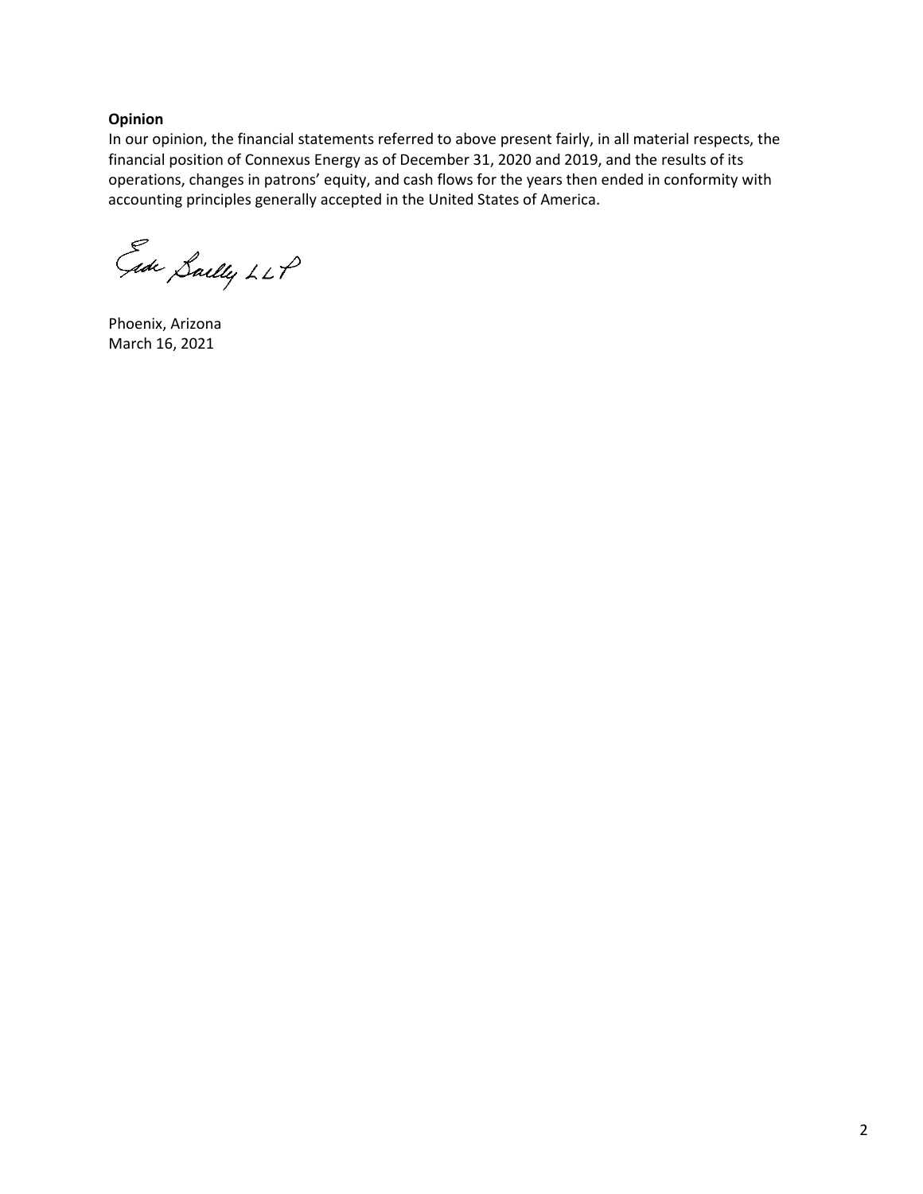**Opinion**

In our opinion, the financial statements referred to above present fairly, in all material respects, the financial position of Connexus Energy as of December 31, 2020 and 2019, and the results of its operations, changes in patrons' equity, and cash flows for the years then ended in conformity with accounting principles generally accepted in the United States of America.

Eide Bailly LLP

Phoenix, Arizona
March 16, 2021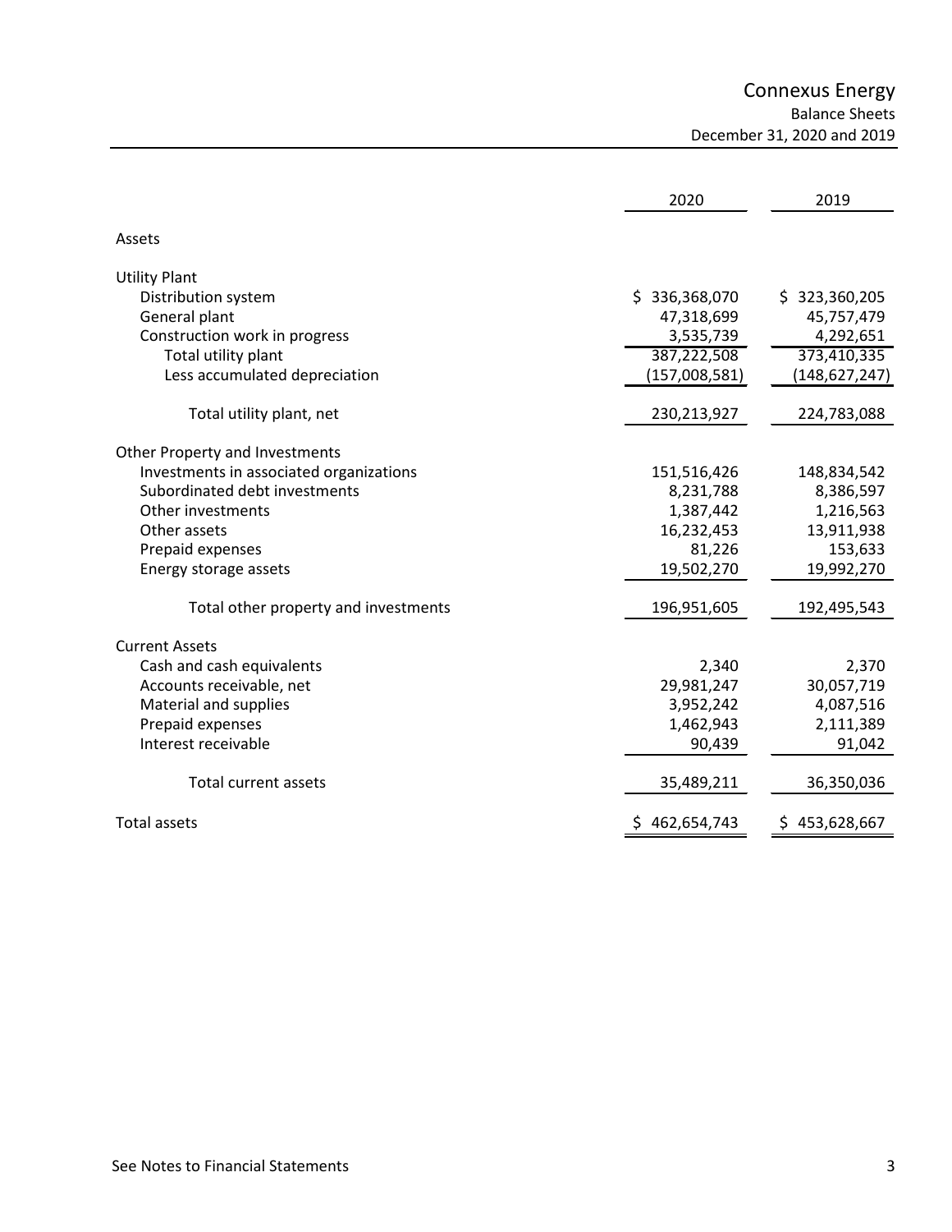# Connexus Energy

## Balance Sheets

## December 31, 2020 and 2019

| | 2020 | 2019 |
|---|---|---|
| **Assets** | | |
| **Utility Plant** | | |
| Distribution system | $ 336,368,070 | $ 323,360,205 |
| General plant | 47,318,699 | 45,757,479 |
| Construction work in progress | 3,535,739 | 4,292,651 |
| Total utility plant | 387,222,508 | 373,410,335 |
| Less accumulated depreciation | (157,008,581) | (148,627,247) |
| Total utility plant, net | 230,213,927 | 224,783,088 |
| **Other Property and Investments** | | |
| Investments in associated organizations | 151,516,426 | 148,834,542 |
| Subordinated debt investments | 8,231,788 | 8,386,597 |
| Other investments | 1,387,442 | 1,216,563 |
| Other assets | 16,232,453 | 13,911,938 |
| Prepaid expenses | 81,226 | 153,633 |
| Energy storage assets | 19,502,270 | 19,992,270 |
| Total other property and investments | 196,951,605 | 192,495,543 |
| **Current Assets** | | |
| Cash and cash equivalents | 2,340 | 2,370 |
| Accounts receivable, net | 29,981,247 | 30,057,719 |
| Material and supplies | 3,952,242 | 4,087,516 |
| Prepaid expenses | 1,462,943 | 2,111,389 |
| Interest receivable | 90,439 | 91,042 |
| Total current assets | 35,489,211 | 36,350,036 |
| Total assets | $ 462,654,743 | $ 453,628,667 |

See Notes to Financial Statements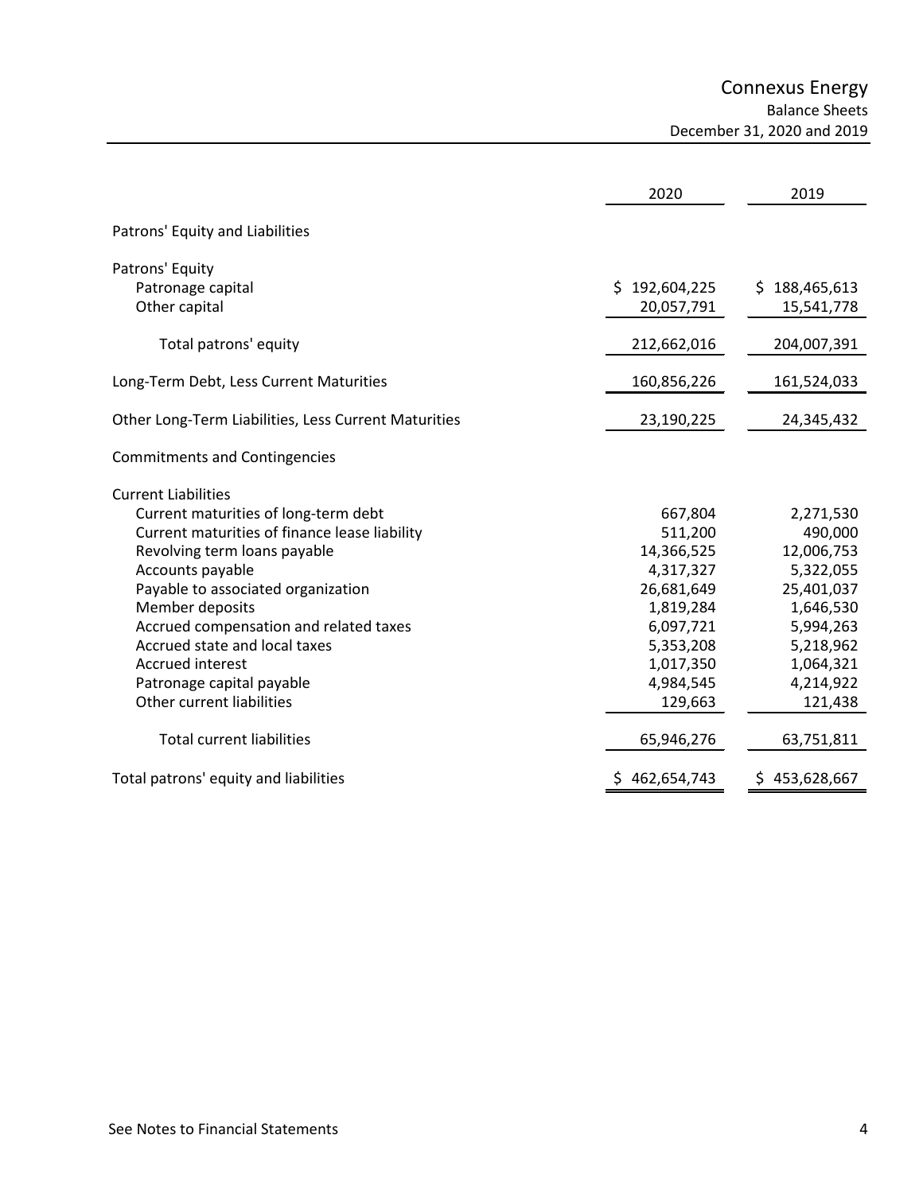# Connexus Energy

## Balance Sheets

### December 31, 2020 and 2019

| | 2020 | 2019 |
|---|---|---|
| **Patrons' Equity and Liabilities** | | |
| **Patrons' Equity** | | |
| Patronage capital | $ 192,604,225 | $ 188,465,613 |
| Other capital | 20,057,791 | 15,541,778 |
| Total patrons' equity | 212,662,016 | 204,007,391 |
| Long-Term Debt, Less Current Maturities | 160,856,226 | 161,524,033 |
| Other Long-Term Liabilities, Less Current Maturities | 23,190,225 | 24,345,432 |
| Commitments and Contingencies | | |
| **Current Liabilities** | | |
| Current maturities of long-term debt | 667,804 | 2,271,530 |
| Current maturities of finance lease liability | 511,200 | 490,000 |
| Revolving term loans payable | 14,366,525 | 12,006,753 |
| Accounts payable | 4,317,327 | 5,322,055 |
| Payable to associated organization | 26,681,649 | 25,401,037 |
| Member deposits | 1,819,284 | 1,646,530 |
| Accrued compensation and related taxes | 6,097,721 | 5,994,263 |
| Accrued state and local taxes | 5,353,208 | 5,218,962 |
| Accrued interest | 1,017,350 | 1,064,321 |
| Patronage capital payable | 4,984,545 | 4,214,922 |
| Other current liabilities | 129,663 | 121,438 |
| Total current liabilities | 65,946,276 | 63,751,811 |
| Total patrons' equity and liabilities | $ 462,654,743 | $ 453,628,667 |

See Notes to Financial Statements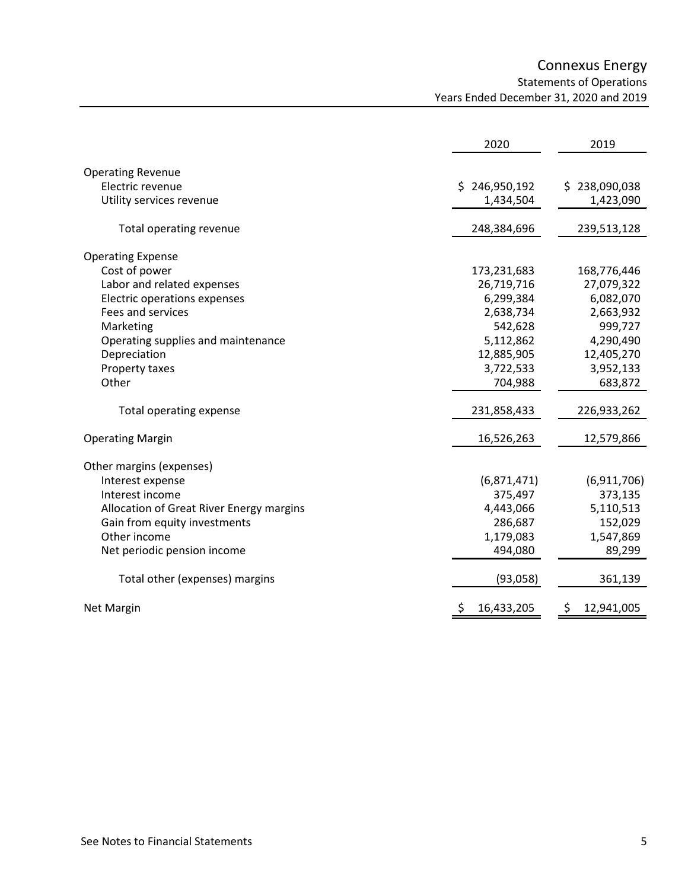# Connexus Energy

## Statements of Operations

### Years Ended December 31, 2020 and 2019

| | 2020 | 2019 |
|---|---|---|
| **Operating Revenue** | | |
| Electric revenue | $ 246,950,192 | $ 238,090,038 |
| Utility services revenue | 1,434,504 | 1,423,090 |
| Total operating revenue | 248,384,696 | 239,513,128 |
| **Operating Expense** | | |
| Cost of power | 173,231,683 | 168,776,446 |
| Labor and related expenses | 26,719,716 | 27,079,322 |
| Electric operations expenses | 6,299,384 | 6,082,070 |
| Fees and services | 2,638,734 | 2,663,932 |
| Marketing | 542,628 | 999,727 |
| Operating supplies and maintenance | 5,112,862 | 4,290,490 |
| Depreciation | 12,885,905 | 12,405,270 |
| Property taxes | 3,722,533 | 3,952,133 |
| Other | 704,988 | 683,872 |
| Total operating expense | 231,858,433 | 226,933,262 |
| **Operating Margin** | 16,526,263 | 12,579,866 |
| **Other margins (expenses)** | | |
| Interest expense | (6,871,471) | (6,911,706) |
| Interest income | 375,497 | 373,135 |
| Allocation of Great River Energy margins | 4,443,066 | 5,110,513 |
| Gain from equity investments | 286,687 | 152,029 |
| Other income | 1,179,083 | 1,547,869 |
| Net periodic pension income | 494,080 | 89,299 |
| Total other (expenses) margins | (93,058) | 361,139 |
| **Net Margin** | $ 16,433,205 | $ 12,941,005 |

See Notes to Financial Statements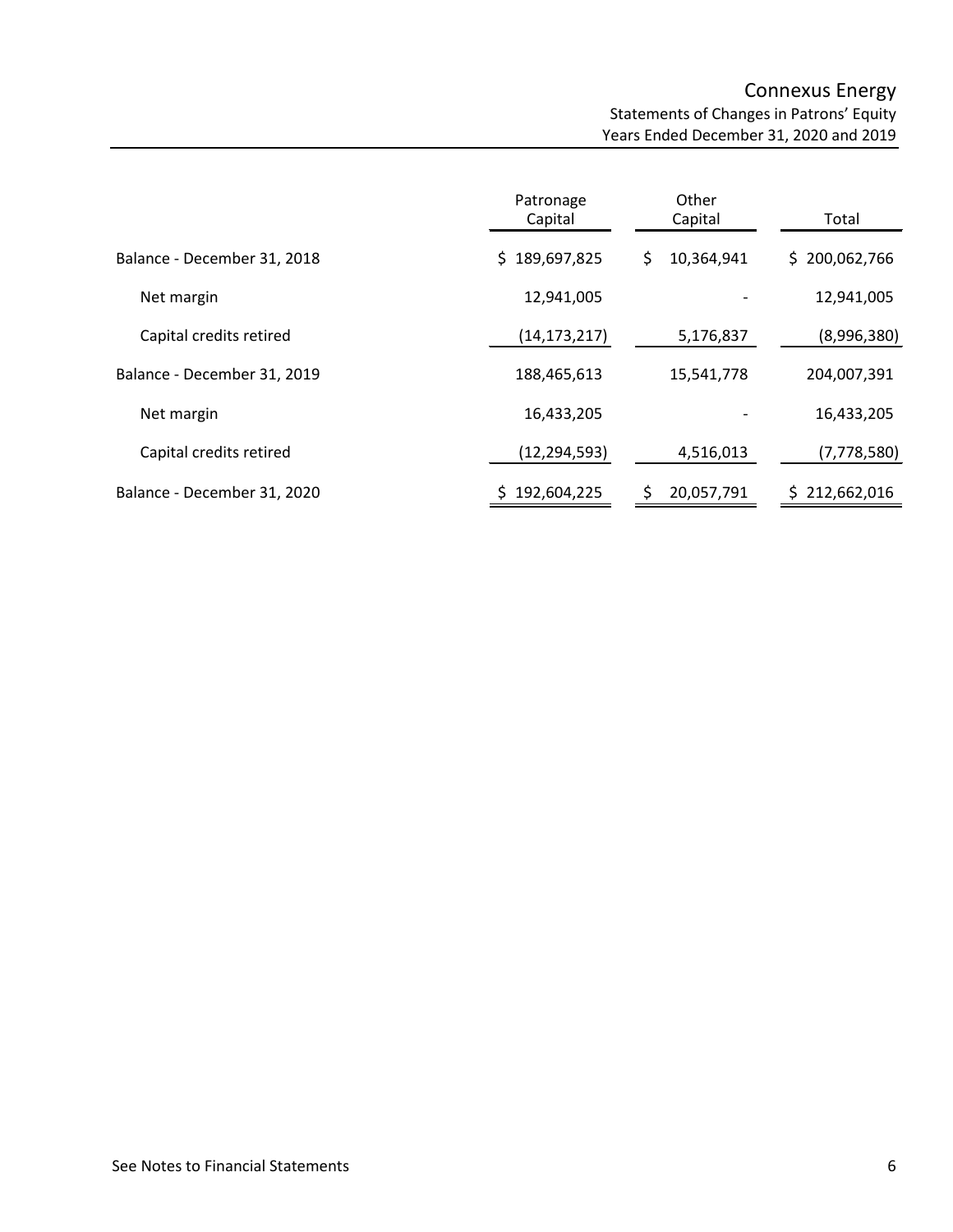# Connexus Energy

## Statements of Changes in Patrons' Equity

### Years Ended December 31, 2020 and 2019

| | Patronage Capital | Other Capital | Total |
|---|---|---|---|
| Balance - December 31, 2018 | $ 189,697,825 | $ 10,364,941 | $ 200,062,766 |
| Net margin | 12,941,005 | - | 12,941,005 |
| Capital credits retired | (14,173,217) | 5,176,837 | (8,996,380) |
| Balance - December 31, 2019 | 188,465,613 | 15,541,778 | 204,007,391 |
| Net margin | 16,433,205 | - | 16,433,205 |
| Capital credits retired | (12,294,593) | 4,516,013 | (7,778,580) |
| Balance - December 31, 2020 | $ 192,604,225 | $ 20,057,791 | $ 212,662,016 |

See Notes to Financial Statements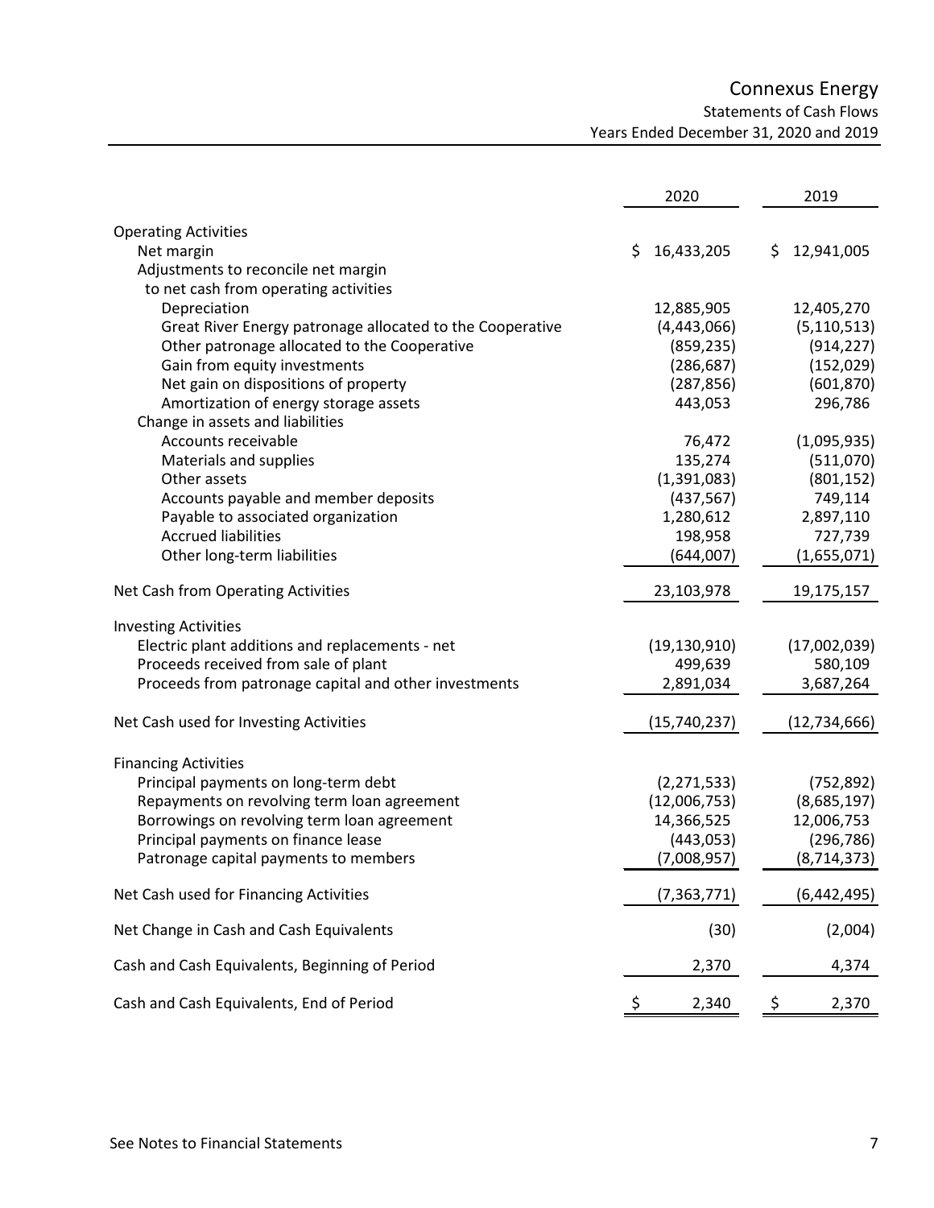# Connexus Energy

## Statements of Cash Flows

### Years Ended December 31, 2020 and 2019

| | 2020 | 2019 |
|---|---|---|
| **Operating Activities** | | |
| Net margin | $ 16,433,205 | $ 12,941,005 |
| Adjustments to reconcile net margin to net cash from operating activities | | |
| Depreciation | 12,885,905 | 12,405,270 |
| Great River Energy patronage allocated to the Cooperative | (4,443,066) | (5,110,513) |
| Other patronage allocated to the Cooperative | (859,235) | (914,227) |
| Gain from equity investments | (286,687) | (152,029) |
| Net gain on dispositions of property | (287,856) | (601,870) |
| Amortization of energy storage assets | 443,053 | 296,786 |
| Change in assets and liabilities | | |
| Accounts receivable | 76,472 | (1,095,935) |
| Materials and supplies | 135,274 | (511,070) |
| Other assets | (1,391,083) | (801,152) |
| Accounts payable and member deposits | (437,567) | 749,114 |
| Payable to associated organization | 1,280,612 | 2,897,110 |
| Accrued liabilities | 198,958 | 727,739 |
| Other long-term liabilities | (644,007) | (1,655,071) |
| **Net Cash from Operating Activities** | 23,103,978 | 19,175,157 |
| **Investing Activities** | | |
| Electric plant additions and replacements - net | (19,130,910) | (17,002,039) |
| Proceeds received from sale of plant | 499,639 | 580,109 |
| Proceeds from patronage capital and other investments | 2,891,034 | 3,687,264 |
| **Net Cash used for Investing Activities** | (15,740,237) | (12,734,666) |
| **Financing Activities** | | |
| Principal payments on long-term debt | (2,271,533) | (752,892) |
| Repayments on revolving term loan agreement | (12,006,753) | (8,685,197) |
| Borrowings on revolving term loan agreement | 14,366,525 | 12,006,753 |
| Principal payments on finance lease | (443,053) | (296,786) |
| Patronage capital payments to members | (7,008,957) | (8,714,373) |
| **Net Cash used for Financing Activities** | (7,363,771) | (6,442,495) |
| **Net Change in Cash and Cash Equivalents** | (30) | (2,004) |
| **Cash and Cash Equivalents, Beginning of Period** | 2,370 | 4,374 |
| **Cash and Cash Equivalents, End of Period** | $ 2,340 | $ 2,370 |

See Notes to Financial Statements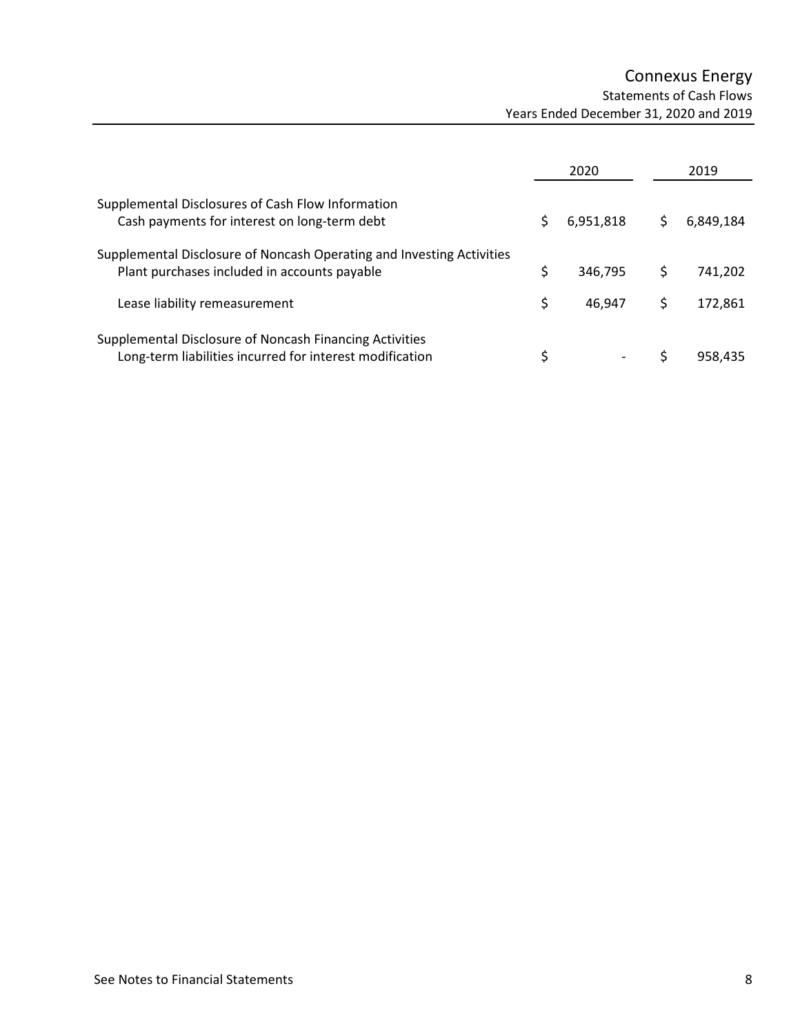# Connexus Energy

## Statements of Cash Flows

### Years Ended December 31, 2020 and 2019

| | 2020 | 2019 |
|---|---|---|
| **Supplemental Disclosures of Cash Flow Information** | | |
| Cash payments for interest on long-term debt | $ 6,951,818 | $ 6,849,184 |
| **Supplemental Disclosure of Noncash Operating and Investing Activities** | | |
| Plant purchases included in accounts payable | $ 346,795 | $ 741,202 |
| Lease liability remeasurement | $ 46,947 | $ 172,861 |
| **Supplemental Disclosure of Noncash Financing Activities** | | |
| Long-term liabilities incurred for interest modification | $ - | $ 958,435 |

See Notes to Financial Statements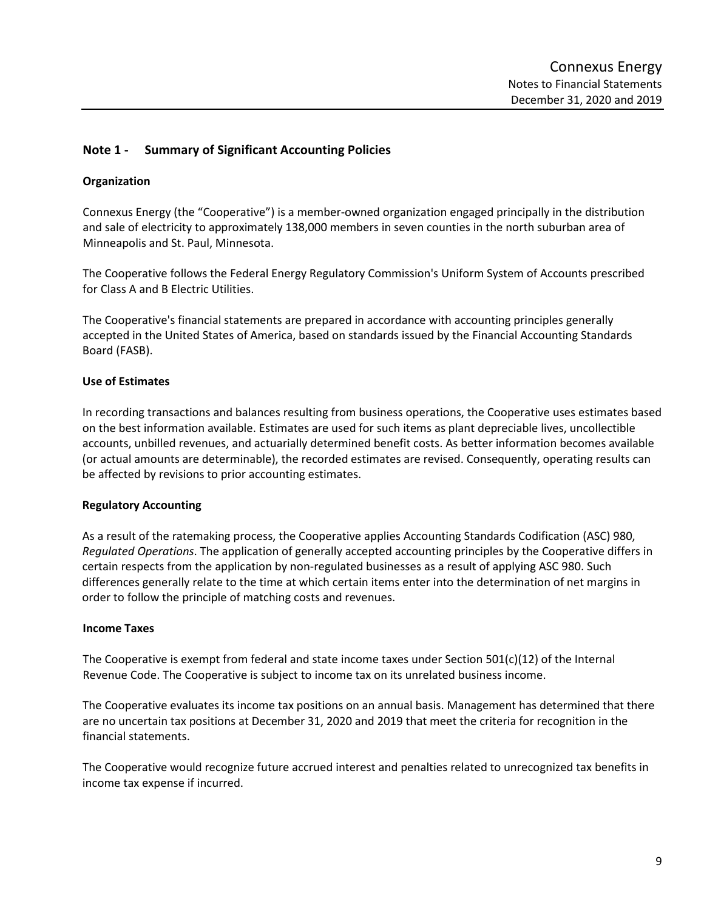## Note 1 - Summary of Significant Accounting Policies

### Organization

Connexus Energy (the "Cooperative") is a member-owned organization engaged principally in the distribution and sale of electricity to approximately 138,000 members in seven counties in the north suburban area of Minneapolis and St. Paul, Minnesota.

The Cooperative follows the Federal Energy Regulatory Commission's Uniform System of Accounts prescribed for Class A and B Electric Utilities.

The Cooperative's financial statements are prepared in accordance with accounting principles generally accepted in the United States of America, based on standards issued by the Financial Accounting Standards Board (FASB).

### Use of Estimates

In recording transactions and balances resulting from business operations, the Cooperative uses estimates based on the best information available. Estimates are used for such items as plant depreciable lives, uncollectible accounts, unbilled revenues, and actuarially determined benefit costs. As better information becomes available (or actual amounts are determinable), the recorded estimates are revised. Consequently, operating results can be affected by revisions to prior accounting estimates.

### Regulatory Accounting

As a result of the ratemaking process, the Cooperative applies Accounting Standards Codification (ASC) 980, *Regulated Operations*. The application of generally accepted accounting principles by the Cooperative differs in certain respects from the application by non-regulated businesses as a result of applying ASC 980. Such differences generally relate to the time at which certain items enter into the determination of net margins in order to follow the principle of matching costs and revenues.

### Income Taxes

The Cooperative is exempt from federal and state income taxes under Section 501(c)(12) of the Internal Revenue Code. The Cooperative is subject to income tax on its unrelated business income.

The Cooperative evaluates its income tax positions on an annual basis. Management has determined that there are no uncertain tax positions at December 31, 2020 and 2019 that meet the criteria for recognition in the financial statements.

The Cooperative would recognize future accrued interest and penalties related to unrecognized tax benefits in income tax expense if incurred.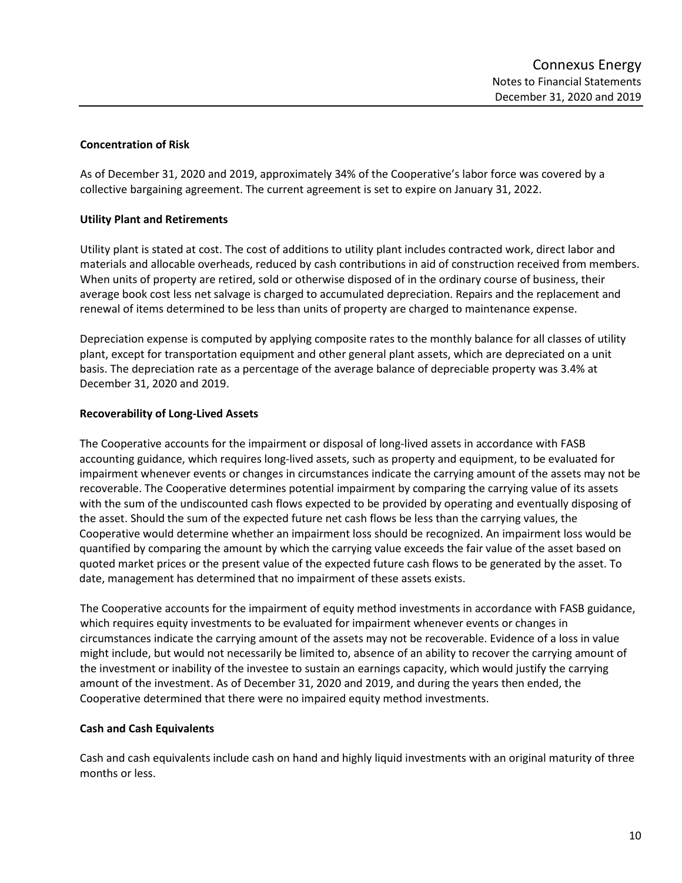### Concentration of Risk

As of December 31, 2020 and 2019, approximately 34% of the Cooperative's labor force was covered by a collective bargaining agreement. The current agreement is set to expire on January 31, 2022.

### Utility Plant and Retirements

Utility plant is stated at cost. The cost of additions to utility plant includes contracted work, direct labor and materials and allocable overheads, reduced by cash contributions in aid of construction received from members. When units of property are retired, sold or otherwise disposed of in the ordinary course of business, their average book cost less net salvage is charged to accumulated depreciation. Repairs and the replacement and renewal of items determined to be less than units of property are charged to maintenance expense.

Depreciation expense is computed by applying composite rates to the monthly balance for all classes of utility plant, except for transportation equipment and other general plant assets, which are depreciated on a unit basis. The depreciation rate as a percentage of the average balance of depreciable property was 3.4% at December 31, 2020 and 2019.

### Recoverability of Long-Lived Assets

The Cooperative accounts for the impairment or disposal of long-lived assets in accordance with FASB accounting guidance, which requires long-lived assets, such as property and equipment, to be evaluated for impairment whenever events or changes in circumstances indicate the carrying amount of the assets may not be recoverable. The Cooperative determines potential impairment by comparing the carrying value of its assets with the sum of the undiscounted cash flows expected to be provided by operating and eventually disposing of the asset. Should the sum of the expected future net cash flows be less than the carrying values, the Cooperative would determine whether an impairment loss should be recognized. An impairment loss would be quantified by comparing the amount by which the carrying value exceeds the fair value of the asset based on quoted market prices or the present value of the expected future cash flows to be generated by the asset. To date, management has determined that no impairment of these assets exists.

The Cooperative accounts for the impairment of equity method investments in accordance with FASB guidance, which requires equity investments to be evaluated for impairment whenever events or changes in circumstances indicate the carrying amount of the assets may not be recoverable. Evidence of a loss in value might include, but would not necessarily be limited to, absence of an ability to recover the carrying amount of the investment or inability of the investee to sustain an earnings capacity, which would justify the carrying amount of the investment. As of December 31, 2020 and 2019, and during the years then ended, the Cooperative determined that there were no impaired equity method investments.

### Cash and Cash Equivalents

Cash and cash equivalents include cash on hand and highly liquid investments with an original maturity of three months or less.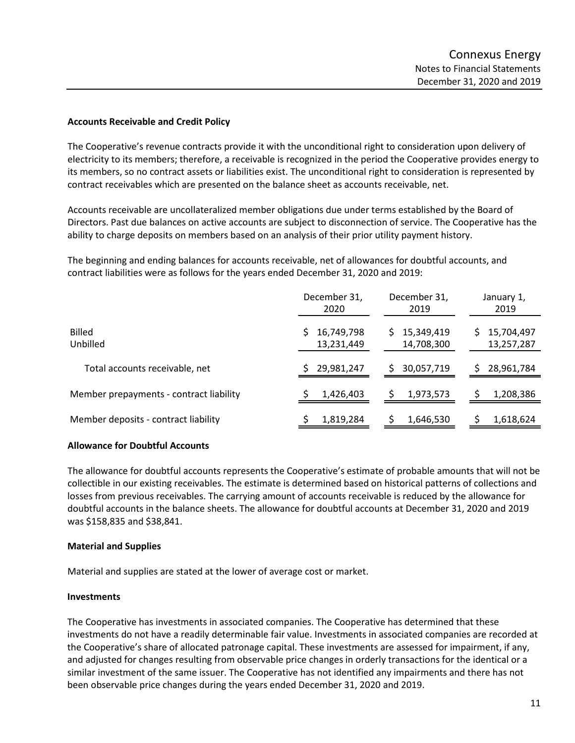**Accounts Receivable and Credit Policy**

The Cooperative's revenue contracts provide it with the unconditional right to consideration upon delivery of electricity to its members; therefore, a receivable is recognized in the period the Cooperative provides energy to its members, so no contract assets or liabilities exist. The unconditional right to consideration is represented by contract receivables which are presented on the balance sheet as accounts receivable, net.

Accounts receivable are uncollateralized member obligations due under terms established by the Board of Directors. Past due balances on active accounts are subject to disconnection of service. The Cooperative has the ability to charge deposits on members based on an analysis of their prior utility payment history.

The beginning and ending balances for accounts receivable, net of allowances for doubtful accounts, and contract liabilities were as follows for the years ended December 31, 2020 and 2019:

| | December 31, 2020 | December 31, 2019 | January 1, 2019 |
|---|---|---|---|
| Billed | $ 16,749,798 | $ 15,349,419 | $ 15,704,497 |
| Unbilled | 13,231,449 | 14,708,300 | 13,257,287 |
| Total accounts receivable, net | $ 29,981,247 | $ 30,057,719 | $ 28,961,784 |
| Member prepayments - contract liability | $ 1,426,403 | $ 1,973,573 | $ 1,208,386 |
| Member deposits - contract liability | $ 1,819,284 | $ 1,646,530 | $ 1,618,624 |

**Allowance for Doubtful Accounts**

The allowance for doubtful accounts represents the Cooperative's estimate of probable amounts that will not be collectible in our existing receivables. The estimate is determined based on historical patterns of collections and losses from previous receivables. The carrying amount of accounts receivable is reduced by the allowance for doubtful accounts in the balance sheets. The allowance for doubtful accounts at December 31, 2020 and 2019 was $158,835 and $38,841.

**Material and Supplies**

Material and supplies are stated at the lower of average cost or market.

**Investments**

The Cooperative has investments in associated companies. The Cooperative has determined that these investments do not have a readily determinable fair value. Investments in associated companies are recorded at the Cooperative's share of allocated patronage capital. These investments are assessed for impairment, if any, and adjusted for changes resulting from observable price changes in orderly transactions for the identical or a similar investment of the same issuer. The Cooperative has not identified any impairments and there has not been observable price changes during the years ended December 31, 2020 and 2019.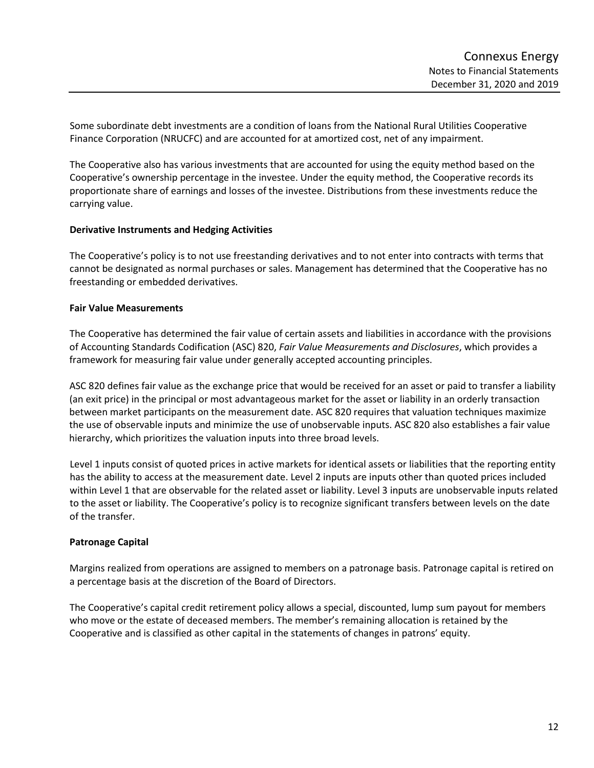Some subordinate debt investments are a condition of loans from the National Rural Utilities Cooperative Finance Corporation (NRUCFC) and are accounted for at amortized cost, net of any impairment.

The Cooperative also has various investments that are accounted for using the equity method based on the Cooperative's ownership percentage in the investee. Under the equity method, the Cooperative records its proportionate share of earnings and losses of the investee. Distributions from these investments reduce the carrying value.

**Derivative Instruments and Hedging Activities**

The Cooperative's policy is to not use freestanding derivatives and to not enter into contracts with terms that cannot be designated as normal purchases or sales. Management has determined that the Cooperative has no freestanding or embedded derivatives.

**Fair Value Measurements**

The Cooperative has determined the fair value of certain assets and liabilities in accordance with the provisions of Accounting Standards Codification (ASC) 820, *Fair Value Measurements and Disclosures*, which provides a framework for measuring fair value under generally accepted accounting principles.

ASC 820 defines fair value as the exchange price that would be received for an asset or paid to transfer a liability (an exit price) in the principal or most advantageous market for the asset or liability in an orderly transaction between market participants on the measurement date. ASC 820 requires that valuation techniques maximize the use of observable inputs and minimize the use of unobservable inputs. ASC 820 also establishes a fair value hierarchy, which prioritizes the valuation inputs into three broad levels.

Level 1 inputs consist of quoted prices in active markets for identical assets or liabilities that the reporting entity has the ability to access at the measurement date. Level 2 inputs are inputs other than quoted prices included within Level 1 that are observable for the related asset or liability. Level 3 inputs are unobservable inputs related to the asset or liability. The Cooperative's policy is to recognize significant transfers between levels on the date of the transfer.

**Patronage Capital**

Margins realized from operations are assigned to members on a patronage basis. Patronage capital is retired on a percentage basis at the discretion of the Board of Directors.

The Cooperative's capital credit retirement policy allows a special, discounted, lump sum payout for members who move or the estate of deceased members. The member's remaining allocation is retained by the Cooperative and is classified as other capital in the statements of changes in patrons' equity.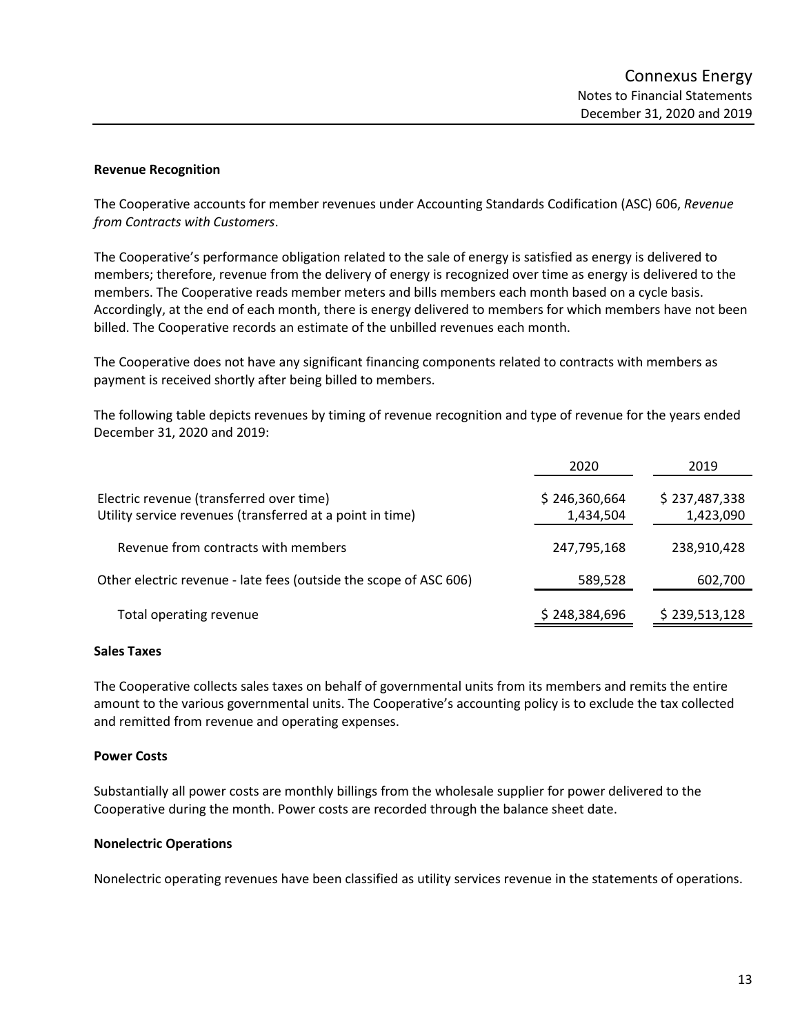### Revenue Recognition

The Cooperative accounts for member revenues under Accounting Standards Codification (ASC) 606, *Revenue from Contracts with Customers*.

The Cooperative's performance obligation related to the sale of energy is satisfied as energy is delivered to members; therefore, revenue from the delivery of energy is recognized over time as energy is delivered to the members. The Cooperative reads member meters and bills members each month based on a cycle basis. Accordingly, at the end of each month, there is energy delivered to members for which members have not been billed. The Cooperative records an estimate of the unbilled revenues each month.

The Cooperative does not have any significant financing components related to contracts with members as payment is received shortly after being billed to members.

The following table depicts revenues by timing of revenue recognition and type of revenue for the years ended December 31, 2020 and 2019:

| | 2020 | 2019 |
|---|---|---|
| Electric revenue (transferred over time) | $ 246,360,664 | $ 237,487,338 |
| Utility service revenues (transferred at a point in time) | 1,434,504 | 1,423,090 |
| Revenue from contracts with members | 247,795,168 | 238,910,428 |
| Other electric revenue - late fees (outside the scope of ASC 606) | 589,528 | 602,700 |
| Total operating revenue | $ 248,384,696 | $ 239,513,128 |

### Sales Taxes

The Cooperative collects sales taxes on behalf of governmental units from its members and remits the entire amount to the various governmental units. The Cooperative's accounting policy is to exclude the tax collected and remitted from revenue and operating expenses.

### Power Costs

Substantially all power costs are monthly billings from the wholesale supplier for power delivered to the Cooperative during the month. Power costs are recorded through the balance sheet date.

### Nonelectric Operations

Nonelectric operating revenues have been classified as utility services revenue in the statements of operations.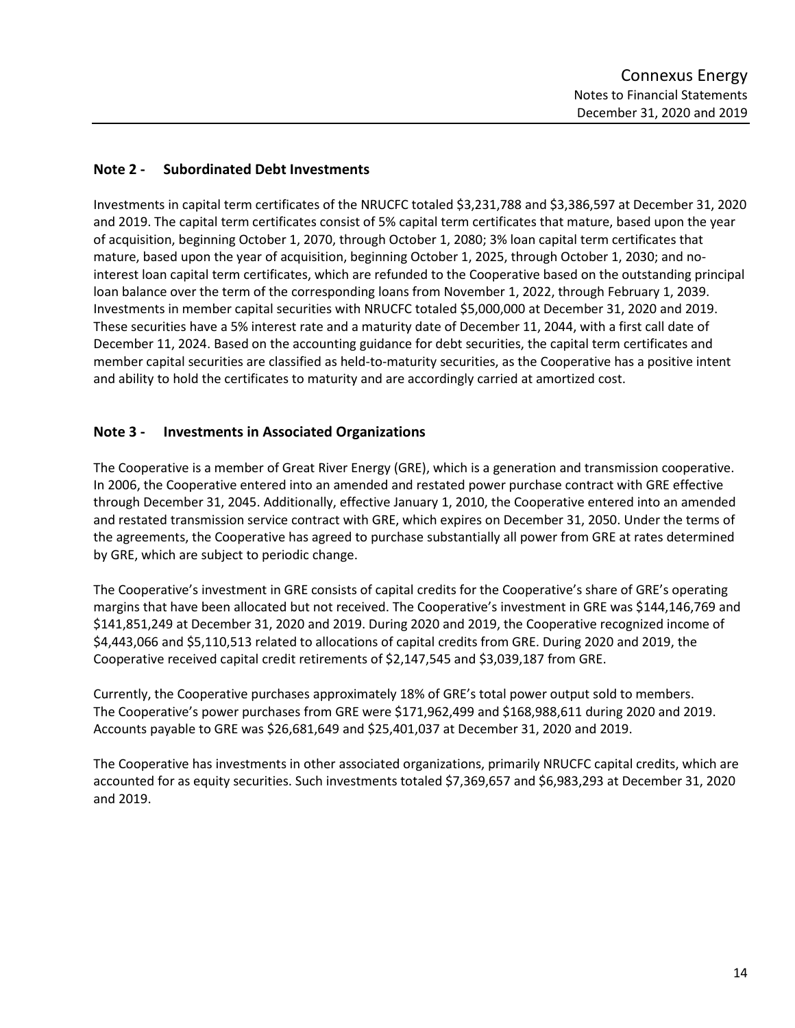## Note 2 - Subordinated Debt Investments

Investments in capital term certificates of the NRUCFC totaled $3,231,788 and $3,386,597 at December 31, 2020 and 2019. The capital term certificates consist of 5% capital term certificates that mature, based upon the year of acquisition, beginning October 1, 2070, through October 1, 2080; 3% loan capital term certificates that mature, based upon the year of acquisition, beginning October 1, 2025, through October 1, 2030; and no-interest loan capital term certificates, which are refunded to the Cooperative based on the outstanding principal loan balance over the term of the corresponding loans from November 1, 2022, through February 1, 2039. Investments in member capital securities with NRUCFC totaled $5,000,000 at December 31, 2020 and 2019. These securities have a 5% interest rate and a maturity date of December 11, 2044, with a first call date of December 11, 2024. Based on the accounting guidance for debt securities, the capital term certificates and member capital securities are classified as held-to-maturity securities, as the Cooperative has a positive intent and ability to hold the certificates to maturity and are accordingly carried at amortized cost.

## Note 3 - Investments in Associated Organizations

The Cooperative is a member of Great River Energy (GRE), which is a generation and transmission cooperative. In 2006, the Cooperative entered into an amended and restated power purchase contract with GRE effective through December 31, 2045. Additionally, effective January 1, 2010, the Cooperative entered into an amended and restated transmission service contract with GRE, which expires on December 31, 2050. Under the terms of the agreements, the Cooperative has agreed to purchase substantially all power from GRE at rates determined by GRE, which are subject to periodic change.

The Cooperative's investment in GRE consists of capital credits for the Cooperative's share of GRE's operating margins that have been allocated but not received. The Cooperative's investment in GRE was $144,146,769 and $141,851,249 at December 31, 2020 and 2019. During 2020 and 2019, the Cooperative recognized income of $4,443,066 and $5,110,513 related to allocations of capital credits from GRE. During 2020 and 2019, the Cooperative received capital credit retirements of $2,147,545 and $3,039,187 from GRE.

Currently, the Cooperative purchases approximately 18% of GRE's total power output sold to members. The Cooperative's power purchases from GRE were $171,962,499 and $168,988,611 during 2020 and 2019. Accounts payable to GRE was $26,681,649 and $25,401,037 at December 31, 2020 and 2019.

The Cooperative has investments in other associated organizations, primarily NRUCFC capital credits, which are accounted for as equity securities. Such investments totaled $7,369,657 and $6,983,293 at December 31, 2020 and 2019.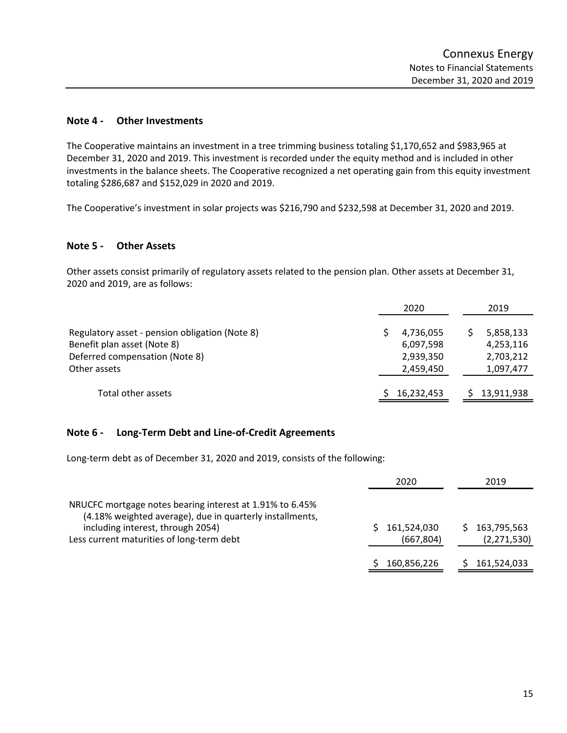## Note 4 - Other Investments

The Cooperative maintains an investment in a tree trimming business totaling $1,170,652 and $983,965 at December 31, 2020 and 2019. This investment is recorded under the equity method and is included in other investments in the balance sheets. The Cooperative recognized a net operating gain from this equity investment totaling $286,687 and $152,029 in 2020 and 2019.

The Cooperative's investment in solar projects was $216,790 and $232,598 at December 31, 2020 and 2019.

## Note 5 - Other Assets

Other assets consist primarily of regulatory assets related to the pension plan. Other assets at December 31, 2020 and 2019, are as follows:

| | 2020 | 2019 |
|---|---|---|
| Regulatory asset - pension obligation (Note 8) | $ 4,736,055 | $ 5,858,133 |
| Benefit plan asset (Note 8) | 6,097,598 | 4,253,116 |
| Deferred compensation (Note 8) | 2,939,350 | 2,703,212 |
| Other assets | 2,459,450 | 1,097,477 |
| Total other assets | $ 16,232,453 | $ 13,911,938 |

## Note 6 - Long-Term Debt and Line-of-Credit Agreements

Long-term debt as of December 31, 2020 and 2019, consists of the following:

| | 2020 | 2019 |
|---|---|---|
| NRUCFC mortgage notes bearing interest at 1.91% to 6.45% (4.18% weighted average), due in quarterly installments, including interest, through 2054) | $ 161,524,030 | $ 163,795,563 |
| Less current maturities of long-term debt | (667,804) | (2,271,530) |
| | $ 160,856,226 | $ 161,524,033 |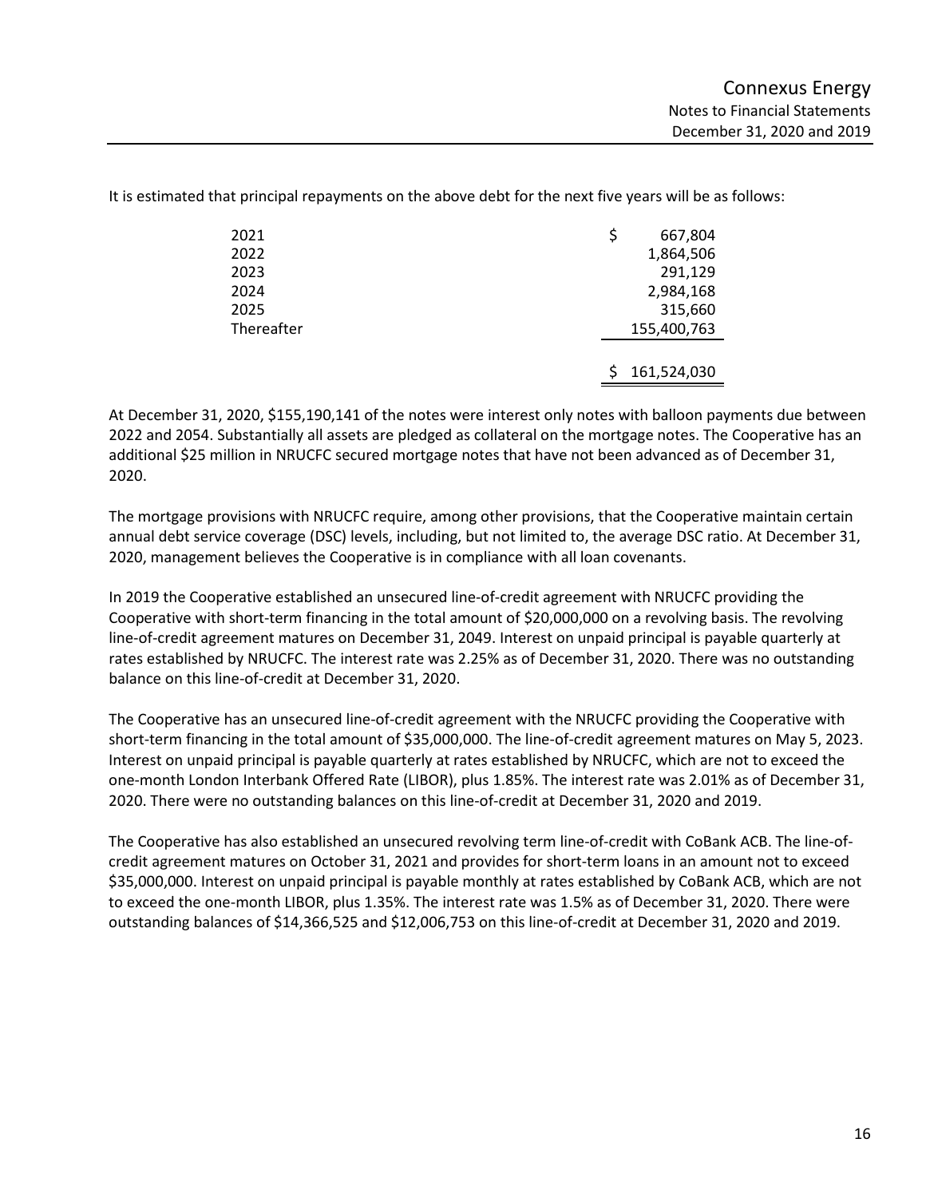It is estimated that principal repayments on the above debt for the next five years will be as follows:

| | |
|---|---|
| 2021 | $ 667,804 |
| 2022 | 1,864,506 |
| 2023 | 291,129 |
| 2024 | 2,984,168 |
| 2025 | 315,660 |
| Thereafter | 155,400,763 |
| | $ 161,524,030 |

At December 31, 2020, $155,190,141 of the notes were interest only notes with balloon payments due between 2022 and 2054. Substantially all assets are pledged as collateral on the mortgage notes. The Cooperative has an additional $25 million in NRUCFC secured mortgage notes that have not been advanced as of December 31, 2020.

The mortgage provisions with NRUCFC require, among other provisions, that the Cooperative maintain certain annual debt service coverage (DSC) levels, including, but not limited to, the average DSC ratio. At December 31, 2020, management believes the Cooperative is in compliance with all loan covenants.

In 2019 the Cooperative established an unsecured line-of-credit agreement with NRUCFC providing the Cooperative with short-term financing in the total amount of $20,000,000 on a revolving basis. The revolving line-of-credit agreement matures on December 31, 2049. Interest on unpaid principal is payable quarterly at rates established by NRUCFC. The interest rate was 2.25% as of December 31, 2020. There was no outstanding balance on this line-of-credit at December 31, 2020.

The Cooperative has an unsecured line-of-credit agreement with the NRUCFC providing the Cooperative with short-term financing in the total amount of $35,000,000. The line-of-credit agreement matures on May 5, 2023. Interest on unpaid principal is payable quarterly at rates established by NRUCFC, which are not to exceed the one-month London Interbank Offered Rate (LIBOR), plus 1.85%. The interest rate was 2.01% as of December 31, 2020. There were no outstanding balances on this line-of-credit at December 31, 2020 and 2019.

The Cooperative has also established an unsecured revolving term line-of-credit with CoBank ACB. The line-of-credit agreement matures on October 31, 2021 and provides for short-term loans in an amount not to exceed $35,000,000. Interest on unpaid principal is payable monthly at rates established by CoBank ACB, which are not to exceed the one-month LIBOR, plus 1.35%. The interest rate was 1.5% as of December 31, 2020. There were outstanding balances of $14,366,525 and $12,006,753 on this line-of-credit at December 31, 2020 and 2019.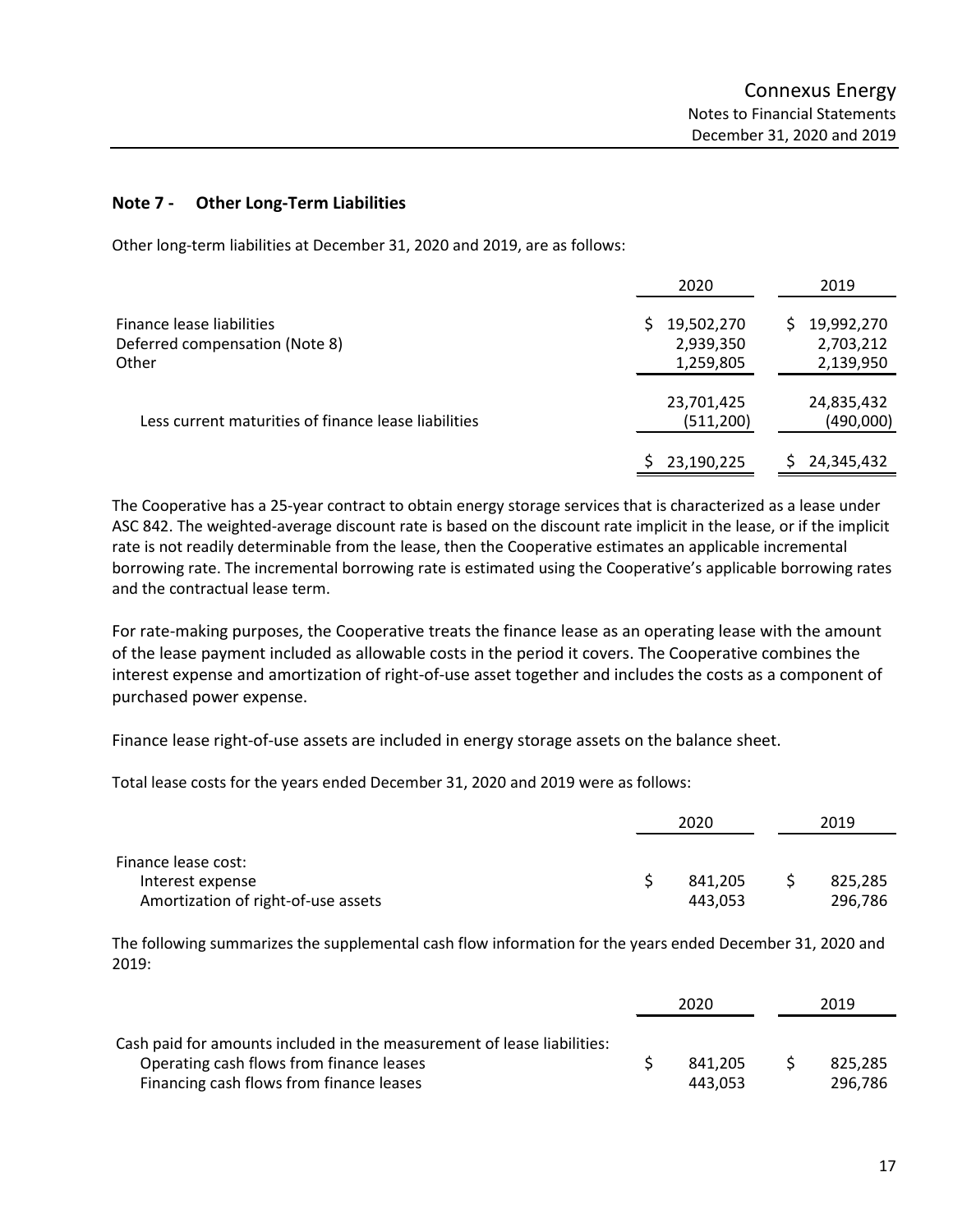## Note 7 - Other Long-Term Liabilities

Other long-term liabilities at December 31, 2020 and 2019, are as follows:

| | 2020 | 2019 |
|---|---|---|
| Finance lease liabilities | $ 19,502,270 | $ 19,992,270 |
| Deferred compensation (Note 8) | 2,939,350 | 2,703,212 |
| Other | 1,259,805 | 2,139,950 |
| | 23,701,425 | 24,835,432 |
| Less current maturities of finance lease liabilities | (511,200) | (490,000) |
| | $ 23,190,225 | $ 24,345,432 |

The Cooperative has a 25-year contract to obtain energy storage services that is characterized as a lease under ASC 842. The weighted-average discount rate is based on the discount rate implicit in the lease, or if the implicit rate is not readily determinable from the lease, then the Cooperative estimates an applicable incremental borrowing rate. The incremental borrowing rate is estimated using the Cooperative's applicable borrowing rates and the contractual lease term.

For rate-making purposes, the Cooperative treats the finance lease as an operating lease with the amount of the lease payment included as allowable costs in the period it covers. The Cooperative combines the interest expense and amortization of right-of-use asset together and includes the costs as a component of purchased power expense.

Finance lease right-of-use assets are included in energy storage assets on the balance sheet.

Total lease costs for the years ended December 31, 2020 and 2019 were as follows:

| | 2020 | 2019 |
|---|---|---|
| Finance lease cost: | | |
| Interest expense | $ 841,205 | $ 825,285 |
| Amortization of right-of-use assets | 443,053 | 296,786 |

The following summarizes the supplemental cash flow information for the years ended December 31, 2020 and 2019:

| | 2020 | 2019 |
|---|---|---|
| Cash paid for amounts included in the measurement of lease liabilities: | | |
| Operating cash flows from finance leases | $ 841,205 | $ 825,285 |
| Financing cash flows from finance leases | 443,053 | 296,786 |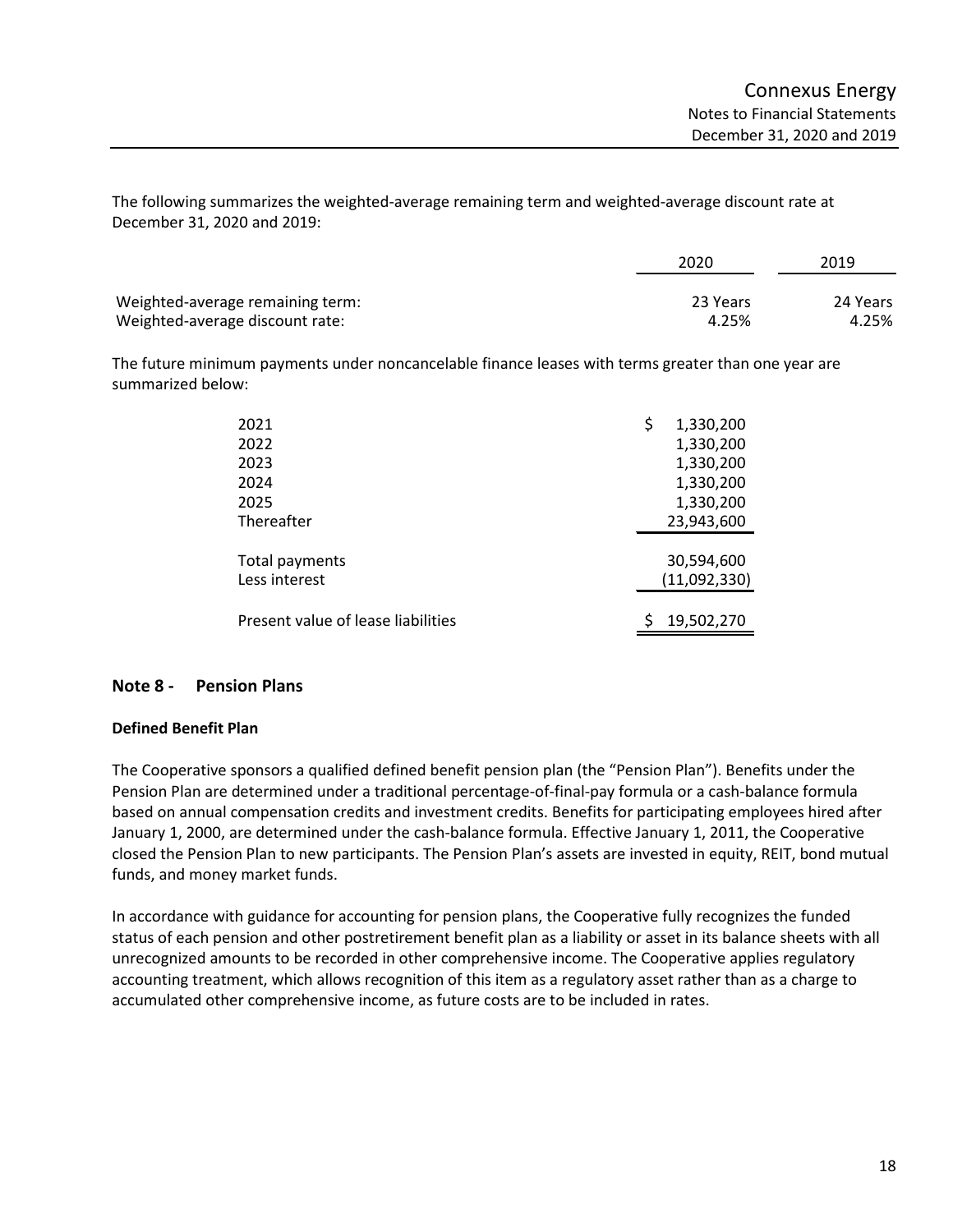The following summarizes the weighted-average remaining term and weighted-average discount rate at December 31, 2020 and 2019:

| | 2020 | 2019 |
|---|---|---|
| Weighted-average remaining term: | 23 Years | 24 Years |
| Weighted-average discount rate: | 4.25% | 4.25% |

The future minimum payments under noncancelable finance leases with terms greater than one year are summarized below:

| | |
|---|---|
| 2021 | $ 1,330,200 |
| 2022 | 1,330,200 |
| 2023 | 1,330,200 |
| 2024 | 1,330,200 |
| 2025 | 1,330,200 |
| Thereafter | 23,943,600 |
| Total payments | 30,594,600 |
| Less interest | (11,092,330) |
| Present value of lease liabilities | $ 19,502,270 |

## Note 8 - Pension Plans

### Defined Benefit Plan

The Cooperative sponsors a qualified defined benefit pension plan (the "Pension Plan"). Benefits under the Pension Plan are determined under a traditional percentage-of-final-pay formula or a cash-balance formula based on annual compensation credits and investment credits. Benefits for participating employees hired after January 1, 2000, are determined under the cash-balance formula. Effective January 1, 2011, the Cooperative closed the Pension Plan to new participants. The Pension Plan's assets are invested in equity, REIT, bond mutual funds, and money market funds.

In accordance with guidance for accounting for pension plans, the Cooperative fully recognizes the funded status of each pension and other postretirement benefit plan as a liability or asset in its balance sheets with all unrecognized amounts to be recorded in other comprehensive income. The Cooperative applies regulatory accounting treatment, which allows recognition of this item as a regulatory asset rather than as a charge to accumulated other comprehensive income, as future costs are to be included in rates.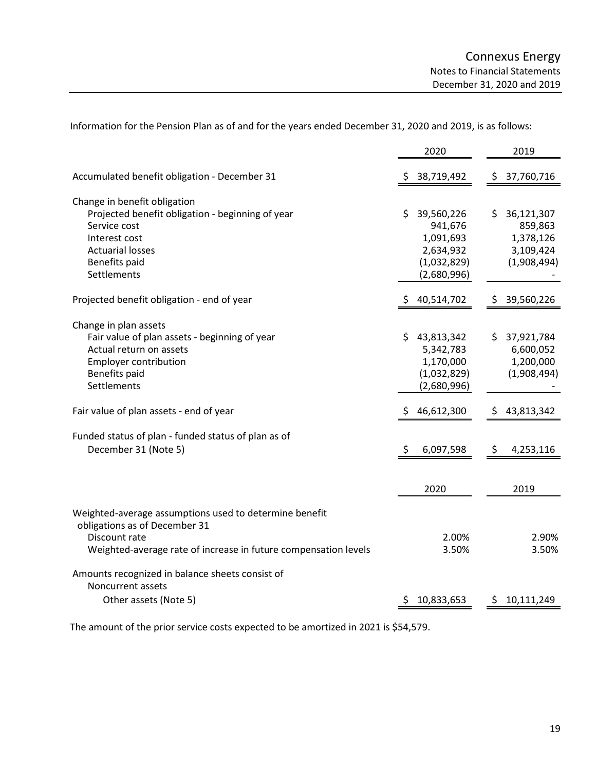Information for the Pension Plan as of and for the years ended December 31, 2020 and 2019, is as follows:

| | 2020 | 2019 |
|---|---|---|
| Accumulated benefit obligation - December 31 | $ 38,719,492 | $ 37,760,716 |
| Change in benefit obligation | | |
| Projected benefit obligation - beginning of year | $ 39,560,226 | $ 36,121,307 |
| Service cost | 941,676 | 859,863 |
| Interest cost | 1,091,693 | 1,378,126 |
| Actuarial losses | 2,634,932 | 3,109,424 |
| Benefits paid | (1,032,829) | (1,908,494) |
| Settlements | (2,680,996) | - |
| Projected benefit obligation - end of year | $ 40,514,702 | $ 39,560,226 |
| Change in plan assets | | |
| Fair value of plan assets - beginning of year | $ 43,813,342 | $ 37,921,784 |
| Actual return on assets | 5,342,783 | 6,600,052 |
| Employer contribution | 1,170,000 | 1,200,000 |
| Benefits paid | (1,032,829) | (1,908,494) |
| Settlements | (2,680,996) | - |
| Fair value of plan assets - end of year | $ 46,612,300 | $ 43,813,342 |
| Funded status of plan - funded status of plan as of December 31 (Note 5) | $ 6,097,598 | $ 4,253,116 |

| | 2020 | 2019 |
|---|---|---|
| Weighted-average assumptions used to determine benefit obligations as of December 31 | | |
| Discount rate | 2.00% | 2.90% |
| Weighted-average rate of increase in future compensation levels | 3.50% | 3.50% |
| Amounts recognized in balance sheets consist of | | |
| Noncurrent assets | | |
| Other assets (Note 5) | $ 10,833,653 | $ 10,111,249 |

The amount of the prior service costs expected to be amortized in 2021 is $54,579.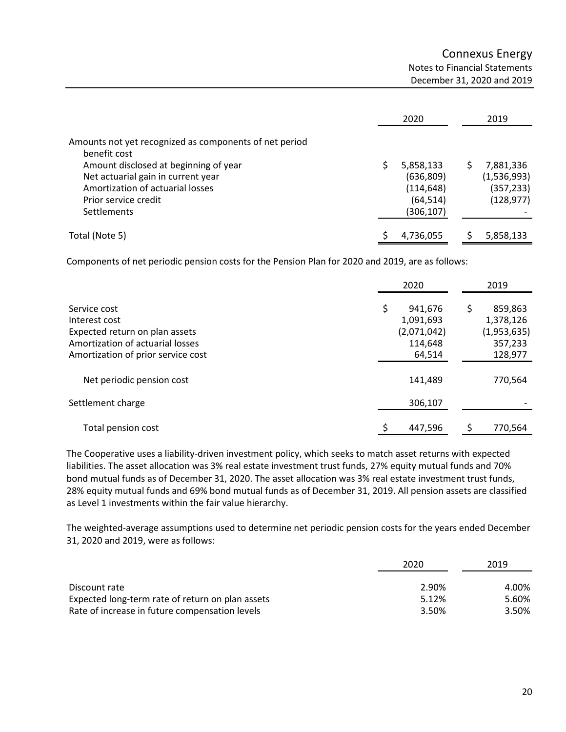| | 2020 | 2019 |
|---|---|---|
| Amounts not yet recognized as components of net period benefit cost | | |
| Amount disclosed at beginning of year | $ 5,858,133 | $ 7,881,336 |
| Net actuarial gain in current year | (636,809) | (1,536,993) |
| Amortization of actuarial losses | (114,648) | (357,233) |
| Prior service credit | (64,514) | (128,977) |
| Settlements | (306,107) | - |
| Total (Note 5) | $ 4,736,055 | $ 5,858,133 |

Components of net periodic pension costs for the Pension Plan for 2020 and 2019, are as follows:

| | 2020 | 2019 |
|---|---|---|
| Service cost | $ 941,676 | $ 859,863 |
| Interest cost | 1,091,693 | 1,378,126 |
| Expected return on plan assets | (2,071,042) | (1,953,635) |
| Amortization of actuarial losses | 114,648 | 357,233 |
| Amortization of prior service cost | 64,514 | 128,977 |
| Net periodic pension cost | 141,489 | 770,564 |
| Settlement charge | 306,107 | - |
| Total pension cost | $ 447,596 | $ 770,564 |

The Cooperative uses a liability-driven investment policy, which seeks to match asset returns with expected liabilities. The asset allocation was 3% real estate investment trust funds, 27% equity mutual funds and 70% bond mutual funds as of December 31, 2020. The asset allocation was 3% real estate investment trust funds, 28% equity mutual funds and 69% bond mutual funds as of December 31, 2019. All pension assets are classified as Level 1 investments within the fair value hierarchy.

The weighted-average assumptions used to determine net periodic pension costs for the years ended December 31, 2020 and 2019, were as follows:

| | 2020 | 2019 |
|---|---|---|
| Discount rate | 2.90% | 4.00% |
| Expected long-term rate of return on plan assets | 5.12% | 5.60% |
| Rate of increase in future compensation levels | 3.50% | 3.50% |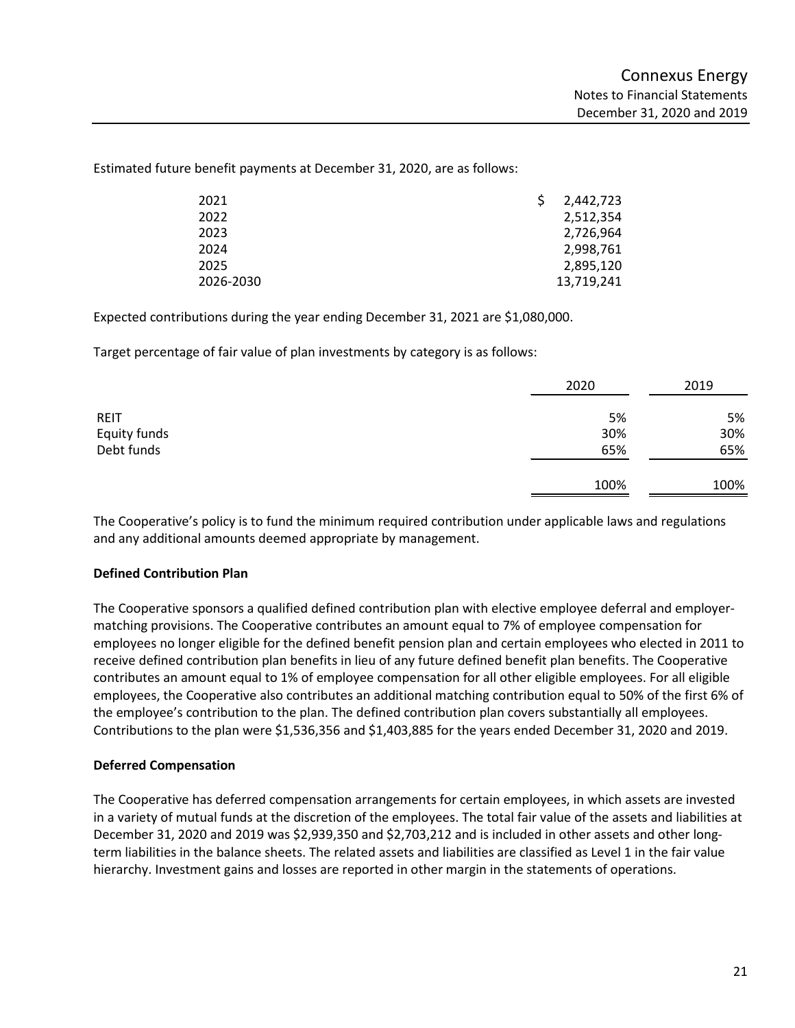Estimated future benefit payments at December 31, 2020, are as follows:

| | |
|---|---|
| 2021 | $ 2,442,723 |
| 2022 | 2,512,354 |
| 2023 | 2,726,964 |
| 2024 | 2,998,761 |
| 2025 | 2,895,120 |
| 2026-2030 | 13,719,241 |

Expected contributions during the year ending December 31, 2021 are $1,080,000.

Target percentage of fair value of plan investments by category is as follows:

| | 2020 | 2019 |
|---|---|---|
| REIT | 5% | 5% |
| Equity funds | 30% | 30% |
| Debt funds | 65% | 65% |
| | 100% | 100% |

The Cooperative's policy is to fund the minimum required contribution under applicable laws and regulations and any additional amounts deemed appropriate by management.

**Defined Contribution Plan**

The Cooperative sponsors a qualified defined contribution plan with elective employee deferral and employer-matching provisions. The Cooperative contributes an amount equal to 7% of employee compensation for employees no longer eligible for the defined benefit pension plan and certain employees who elected in 2011 to receive defined contribution plan benefits in lieu of any future defined benefit plan benefits. The Cooperative contributes an amount equal to 1% of employee compensation for all other eligible employees. For all eligible employees, the Cooperative also contributes an additional matching contribution equal to 50% of the first 6% of the employee's contribution to the plan. The defined contribution plan covers substantially all employees. Contributions to the plan were $1,536,356 and $1,403,885 for the years ended December 31, 2020 and 2019.

**Deferred Compensation**

The Cooperative has deferred compensation arrangements for certain employees, in which assets are invested in a variety of mutual funds at the discretion of the employees. The total fair value of the assets and liabilities at December 31, 2020 and 2019 was $2,939,350 and $2,703,212 and is included in other assets and other long-term liabilities in the balance sheets. The related assets and liabilities are classified as Level 1 in the fair value hierarchy. Investment gains and losses are reported in other margin in the statements of operations.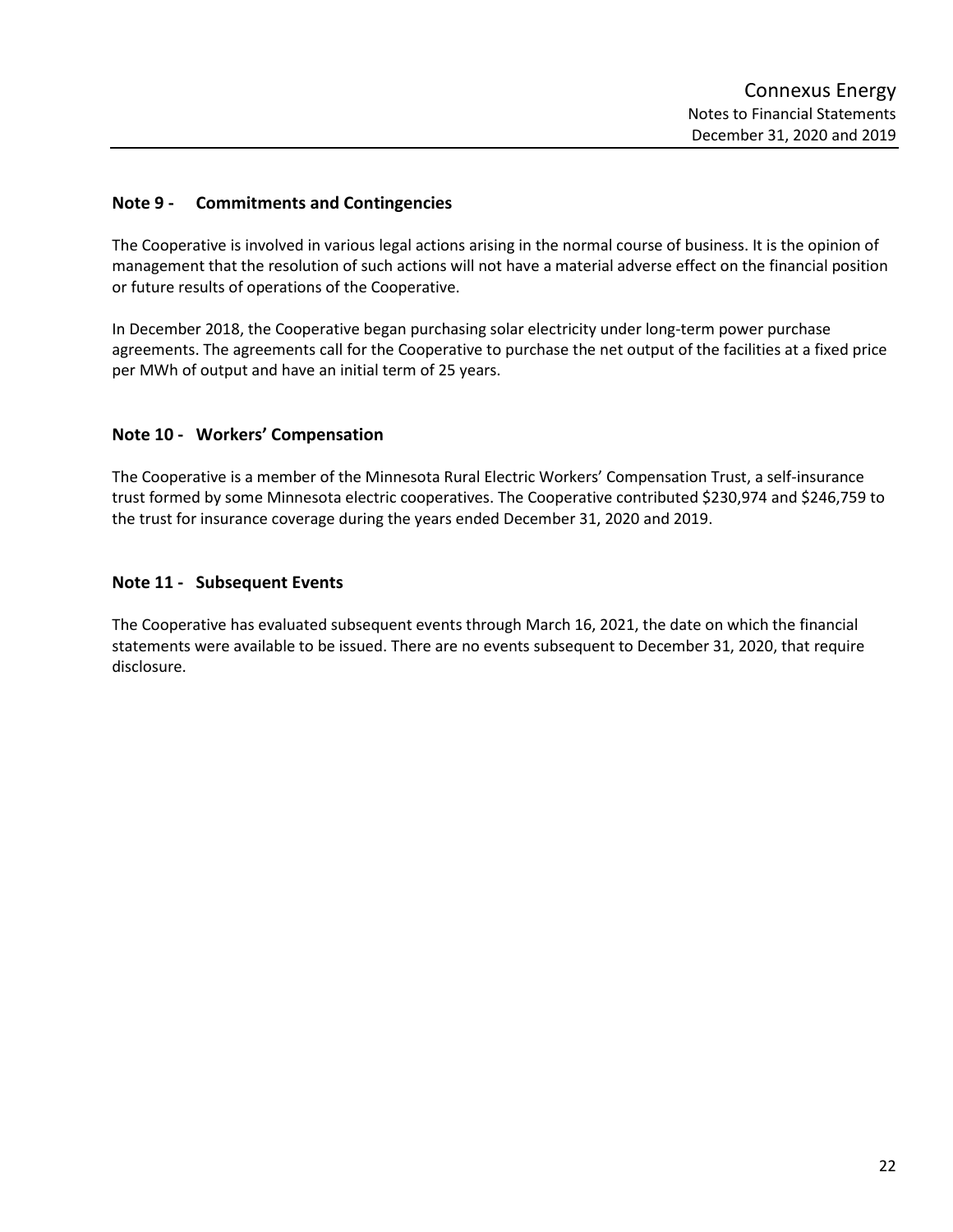## Note 9 - Commitments and Contingencies

The Cooperative is involved in various legal actions arising in the normal course of business. It is the opinion of management that the resolution of such actions will not have a material adverse effect on the financial position or future results of operations of the Cooperative.

In December 2018, the Cooperative began purchasing solar electricity under long-term power purchase agreements. The agreements call for the Cooperative to purchase the net output of the facilities at a fixed price per MWh of output and have an initial term of 25 years.

## Note 10 - Workers' Compensation

The Cooperative is a member of the Minnesota Rural Electric Workers' Compensation Trust, a self-insurance trust formed by some Minnesota electric cooperatives. The Cooperative contributed $230,974 and $246,759 to the trust for insurance coverage during the years ended December 31, 2020 and 2019.

## Note 11 - Subsequent Events

The Cooperative has evaluated subsequent events through March 16, 2021, the date on which the financial statements were available to be issued. There are no events subsequent to December 31, 2020, that require disclosure.